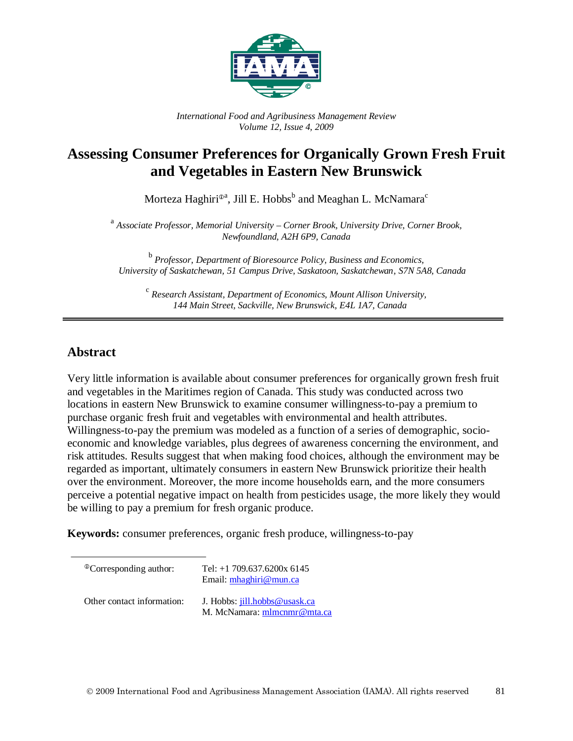*International Food and Agribusiness Management Review*
*Volume 12, Issue 4, 2009*

# Assessing Consumer Preferences for Organically Grown Fresh Fruit and Vegetables in Eastern New Brunswick

Morteza Haghiri[ⓘa], Jill E. Hobbs[b] and Meaghan L. McNamara[c]

[a] *Associate Professor, Memorial University – Corner Brook, University Drive, Corner Brook, Newfoundland, A2H 6P9, Canada*

[b] *Professor, Department of Bioresource Policy, Business and Economics, University of Saskatchewan, 51 Campus Drive, Saskatoon, Saskatchewan, S7N 5A8, Canada*

[c] *Research Assistant, Department of Economics, Mount Allison University, 144 Main Street, Sackville, New Brunswick, E4L 1A7, Canada*

## Abstract

Very little information is available about consumer preferences for organically grown fresh fruit and vegetables in the Maritimes region of Canada. This study was conducted across two locations in eastern New Brunswick to examine consumer willingness-to-pay a premium to purchase organic fresh fruit and vegetables with environmental and health attributes. Willingness-to-pay the premium was modeled as a function of a series of demographic, socio-economic and knowledge variables, plus degrees of awareness concerning the environment, and risk attitudes. Results suggest that when making food choices, although the environment may be regarded as important, ultimately consumers in eastern New Brunswick prioritize their health over the environment. Moreover, the more income households earn, and the more consumers perceive a potential negative impact on health from pesticides usage, the more likely they would be willing to pay a premium for fresh organic produce.

**Keywords:** consumer preferences, organic fresh produce, willingness-to-pay

---

| | |
|---|---|
| ⓘCorresponding author: | Tel: +1 709.637.6200x 6145<br>Email: mhaghiri@mun.ca |
| Other contact information: | J. Hobbs: jill.hobbs@usask.ca<br>M. McNamara: mlmcnmr@mta.ca |

© 2009 International Food and Agribusiness Management Association (IAMA). All rights reserved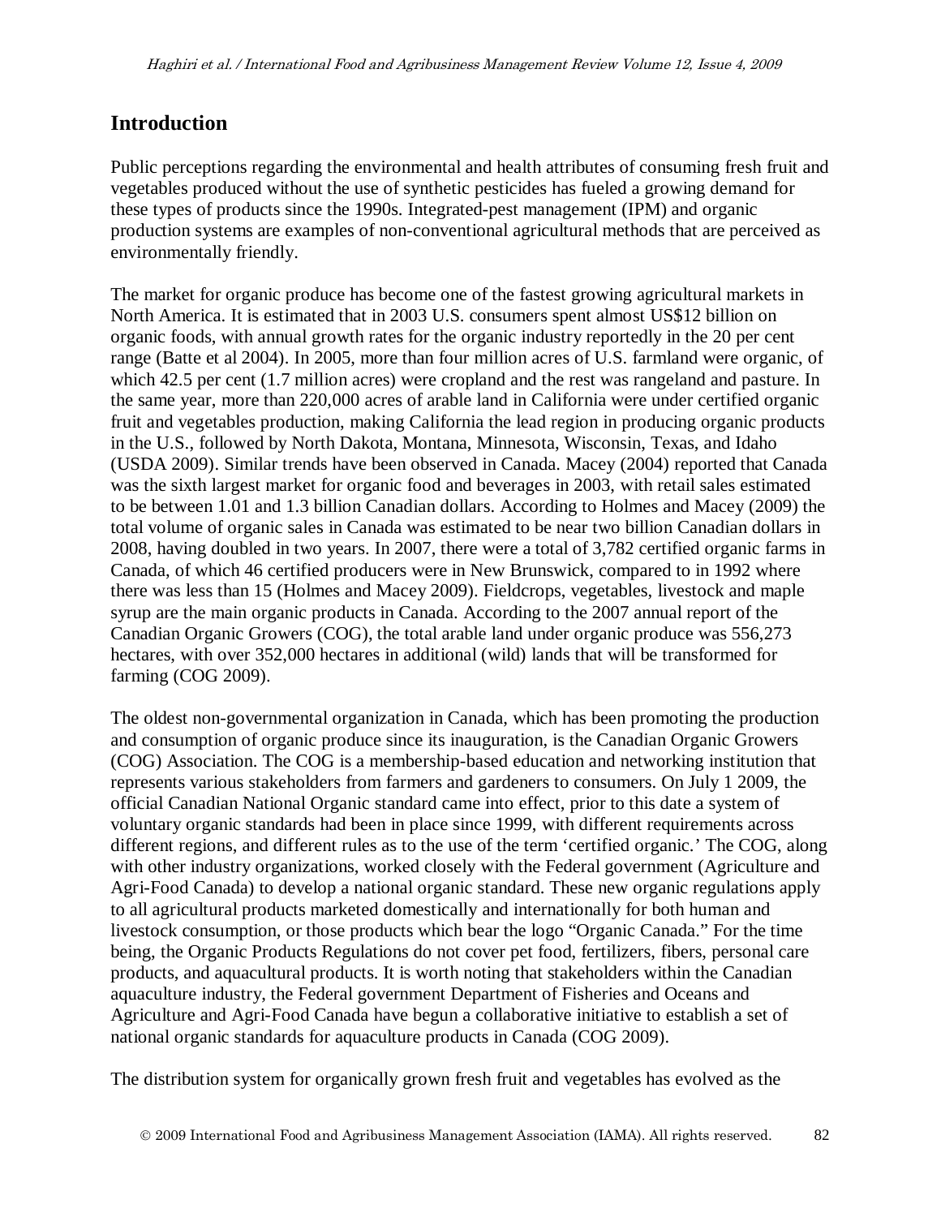## Introduction

Public perceptions regarding the environmental and health attributes of consuming fresh fruit and vegetables produced without the use of synthetic pesticides has fueled a growing demand for these types of products since the 1990s. Integrated-pest management (IPM) and organic production systems are examples of non-conventional agricultural methods that are perceived as environmentally friendly.

The market for organic produce has become one of the fastest growing agricultural markets in North America. It is estimated that in 2003 U.S. consumers spent almost US$12 billion on organic foods, with annual growth rates for the organic industry reportedly in the 20 per cent range (Batte et al 2004). In 2005, more than four million acres of U.S. farmland were organic, of which 42.5 per cent (1.7 million acres) were cropland and the rest was rangeland and pasture. In the same year, more than 220,000 acres of arable land in California were under certified organic fruit and vegetables production, making California the lead region in producing organic products in the U.S., followed by North Dakota, Montana, Minnesota, Wisconsin, Texas, and Idaho (USDA 2009). Similar trends have been observed in Canada. Macey (2004) reported that Canada was the sixth largest market for organic food and beverages in 2003, with retail sales estimated to be between 1.01 and 1.3 billion Canadian dollars. According to Holmes and Macey (2009) the total volume of organic sales in Canada was estimated to be near two billion Canadian dollars in 2008, having doubled in two years. In 2007, there were a total of 3,782 certified organic farms in Canada, of which 46 certified producers were in New Brunswick, compared to in 1992 where there was less than 15 (Holmes and Macey 2009). Fieldcrops, vegetables, livestock and maple syrup are the main organic products in Canada. According to the 2007 annual report of the Canadian Organic Growers (COG), the total arable land under organic produce was 556,273 hectares, with over 352,000 hectares in additional (wild) lands that will be transformed for farming (COG 2009).

The oldest non-governmental organization in Canada, which has been promoting the production and consumption of organic produce since its inauguration, is the Canadian Organic Growers (COG) Association. The COG is a membership-based education and networking institution that represents various stakeholders from farmers and gardeners to consumers. On July 1 2009, the official Canadian National Organic standard came into effect, prior to this date a system of voluntary organic standards had been in place since 1999, with different requirements across different regions, and different rules as to the use of the term 'certified organic.' The COG, along with other industry organizations, worked closely with the Federal government (Agriculture and Agri-Food Canada) to develop a national organic standard. These new organic regulations apply to all agricultural products marketed domestically and internationally for both human and livestock consumption, or those products which bear the logo "Organic Canada." For the time being, the Organic Products Regulations do not cover pet food, fertilizers, fibers, personal care products, and aquacultural products. It is worth noting that stakeholders within the Canadian aquaculture industry, the Federal government Department of Fisheries and Oceans and Agriculture and Agri-Food Canada have begun a collaborative initiative to establish a set of national organic standards for aquaculture products in Canada (COG 2009).

The distribution system for organically grown fresh fruit and vegetables has evolved as the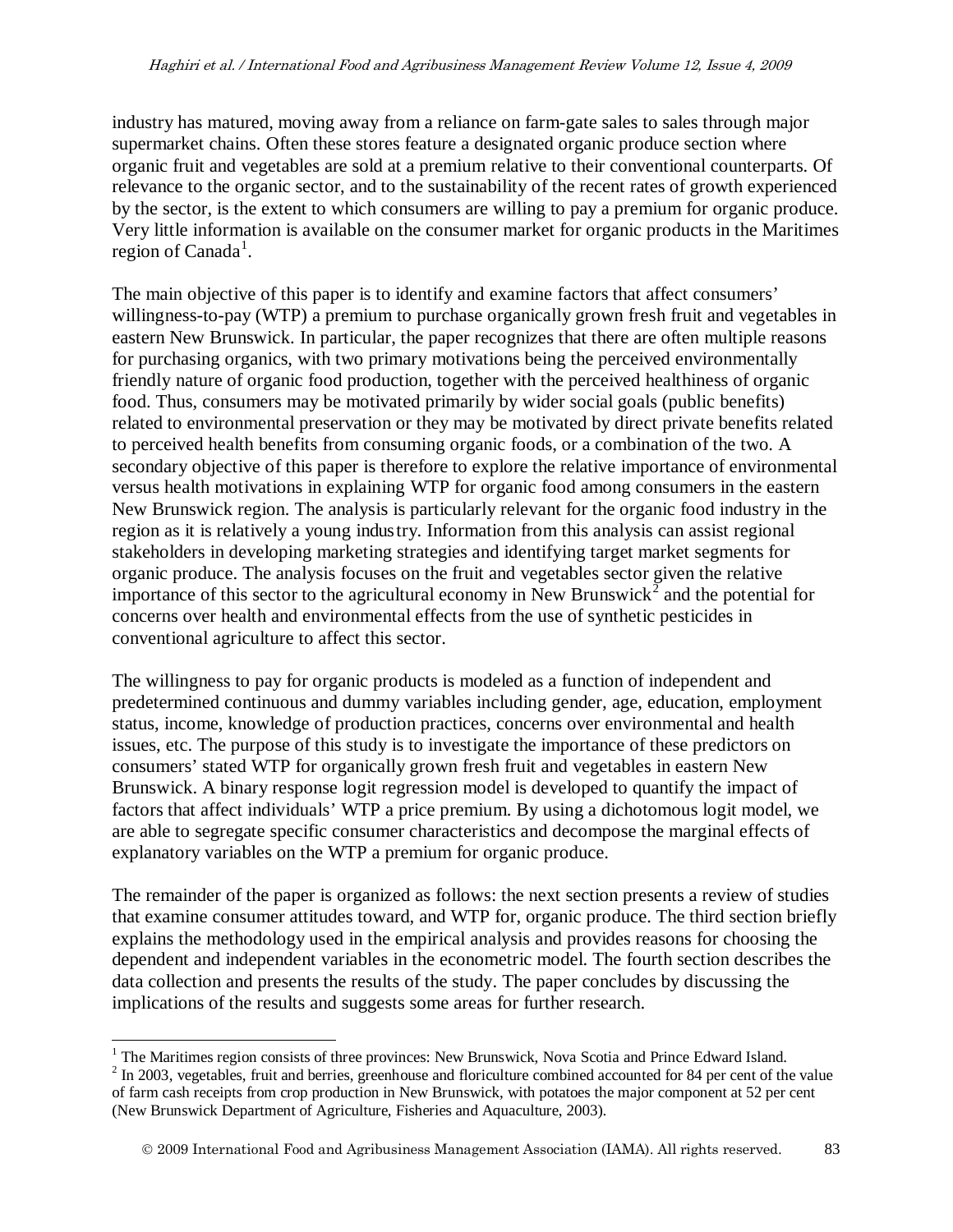industry has matured, moving away from a reliance on farm-gate sales to sales through major supermarket chains. Often these stores feature a designated organic produce section where organic fruit and vegetables are sold at a premium relative to their conventional counterparts. Of relevance to the organic sector, and to the sustainability of the recent rates of growth experienced by the sector, is the extent to which consumers are willing to pay a premium for organic produce. Very little information is available on the consumer market for organic products in the Maritimes region of Canada[1].

The main objective of this paper is to identify and examine factors that affect consumers' willingness-to-pay (WTP) a premium to purchase organically grown fresh fruit and vegetables in eastern New Brunswick. In particular, the paper recognizes that there are often multiple reasons for purchasing organics, with two primary motivations being the perceived environmentally friendly nature of organic food production, together with the perceived healthiness of organic food. Thus, consumers may be motivated primarily by wider social goals (public benefits) related to environmental preservation or they may be motivated by direct private benefits related to perceived health benefits from consuming organic foods, or a combination of the two. A secondary objective of this paper is therefore to explore the relative importance of environmental versus health motivations in explaining WTP for organic food among consumers in the eastern New Brunswick region. The analysis is particularly relevant for the organic food industry in the region as it is relatively a young industry. Information from this analysis can assist regional stakeholders in developing marketing strategies and identifying target market segments for organic produce. The analysis focuses on the fruit and vegetables sector given the relative importance of this sector to the agricultural economy in New Brunswick[2] and the potential for concerns over health and environmental effects from the use of synthetic pesticides in conventional agriculture to affect this sector.

The willingness to pay for organic products is modeled as a function of independent and predetermined continuous and dummy variables including gender, age, education, employment status, income, knowledge of production practices, concerns over environmental and health issues, etc. The purpose of this study is to investigate the importance of these predictors on consumers' stated WTP for organically grown fresh fruit and vegetables in eastern New Brunswick. A binary response logit regression model is developed to quantify the impact of factors that affect individuals' WTP a price premium. By using a dichotomous logit model, we are able to segregate specific consumer characteristics and decompose the marginal effects of explanatory variables on the WTP a premium for organic produce.

The remainder of the paper is organized as follows: the next section presents a review of studies that examine consumer attitudes toward, and WTP for, organic produce. The third section briefly explains the methodology used in the empirical analysis and provides reasons for choosing the dependent and independent variables in the econometric model. The fourth section describes the data collection and presents the results of the study. The paper concludes by discussing the implications of the results and suggests some areas for further research.

---

[1] The Maritimes region consists of three provinces: New Brunswick, Nova Scotia and Prince Edward Island.

[2] In 2003, vegetables, fruit and berries, greenhouse and floriculture combined accounted for 84 per cent of the value of farm cash receipts from crop production in New Brunswick, with potatoes the major component at 52 per cent (New Brunswick Department of Agriculture, Fisheries and Aquaculture, 2003).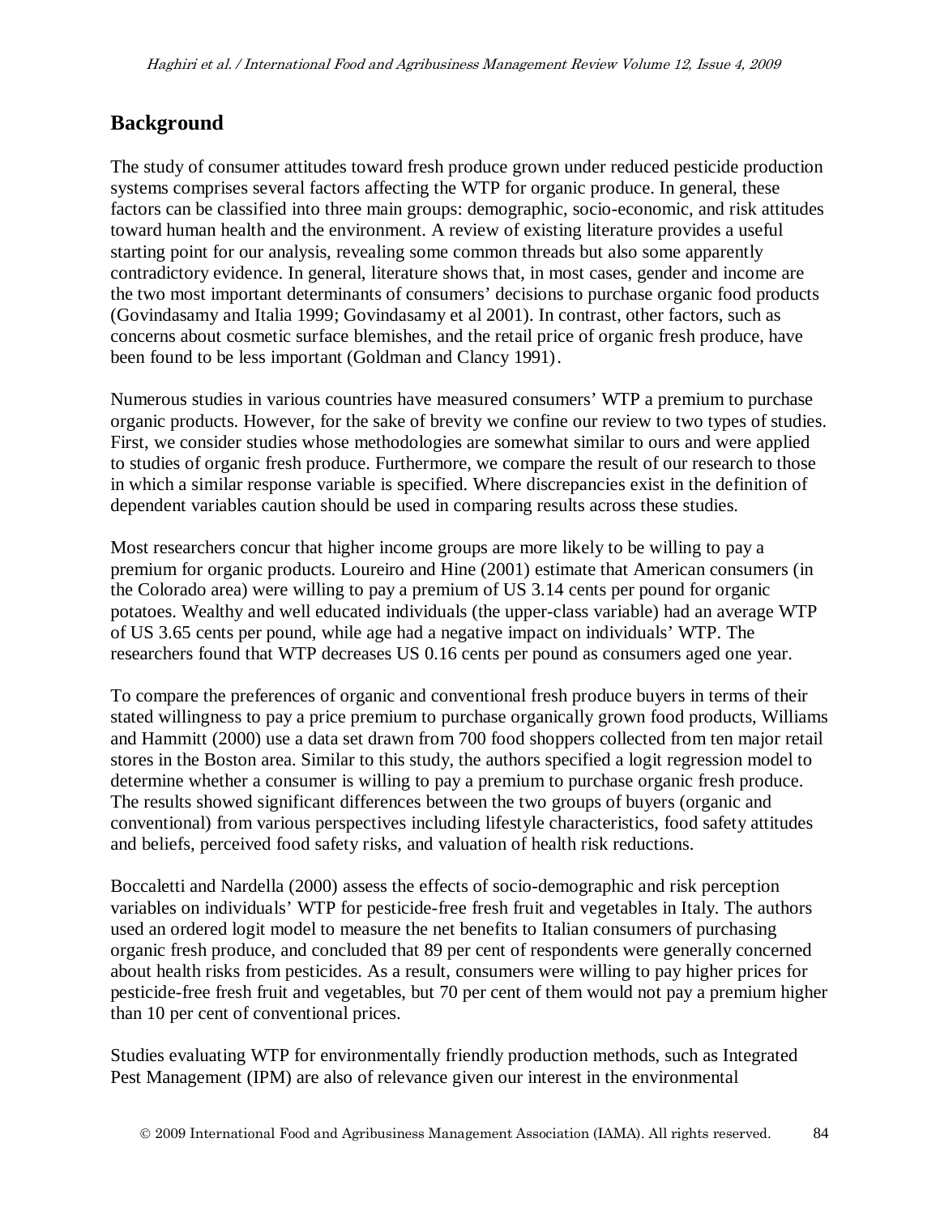## Background

The study of consumer attitudes toward fresh produce grown under reduced pesticide production systems comprises several factors affecting the WTP for organic produce. In general, these factors can be classified into three main groups: demographic, socio-economic, and risk attitudes toward human health and the environment. A review of existing literature provides a useful starting point for our analysis, revealing some common threads but also some apparently contradictory evidence. In general, literature shows that, in most cases, gender and income are the two most important determinants of consumers' decisions to purchase organic food products (Govindasamy and Italia 1999; Govindasamy et al 2001). In contrast, other factors, such as concerns about cosmetic surface blemishes, and the retail price of organic fresh produce, have been found to be less important (Goldman and Clancy 1991).

Numerous studies in various countries have measured consumers' WTP a premium to purchase organic products. However, for the sake of brevity we confine our review to two types of studies. First, we consider studies whose methodologies are somewhat similar to ours and were applied to studies of organic fresh produce. Furthermore, we compare the result of our research to those in which a similar response variable is specified. Where discrepancies exist in the definition of dependent variables caution should be used in comparing results across these studies.

Most researchers concur that higher income groups are more likely to be willing to pay a premium for organic products. Loureiro and Hine (2001) estimate that American consumers (in the Colorado area) were willing to pay a premium of US 3.14 cents per pound for organic potatoes. Wealthy and well educated individuals (the upper-class variable) had an average WTP of US 3.65 cents per pound, while age had a negative impact on individuals' WTP. The researchers found that WTP decreases US 0.16 cents per pound as consumers aged one year.

To compare the preferences of organic and conventional fresh produce buyers in terms of their stated willingness to pay a price premium to purchase organically grown food products, Williams and Hammitt (2000) use a data set drawn from 700 food shoppers collected from ten major retail stores in the Boston area. Similar to this study, the authors specified a logit regression model to determine whether a consumer is willing to pay a premium to purchase organic fresh produce. The results showed significant differences between the two groups of buyers (organic and conventional) from various perspectives including lifestyle characteristics, food safety attitudes and beliefs, perceived food safety risks, and valuation of health risk reductions.

Boccaletti and Nardella (2000) assess the effects of socio-demographic and risk perception variables on individuals' WTP for pesticide-free fresh fruit and vegetables in Italy. The authors used an ordered logit model to measure the net benefits to Italian consumers of purchasing organic fresh produce, and concluded that 89 per cent of respondents were generally concerned about health risks from pesticides. As a result, consumers were willing to pay higher prices for pesticide-free fresh fruit and vegetables, but 70 per cent of them would not pay a premium higher than 10 per cent of conventional prices.

Studies evaluating WTP for environmentally friendly production methods, such as Integrated Pest Management (IPM) are also of relevance given our interest in the environmental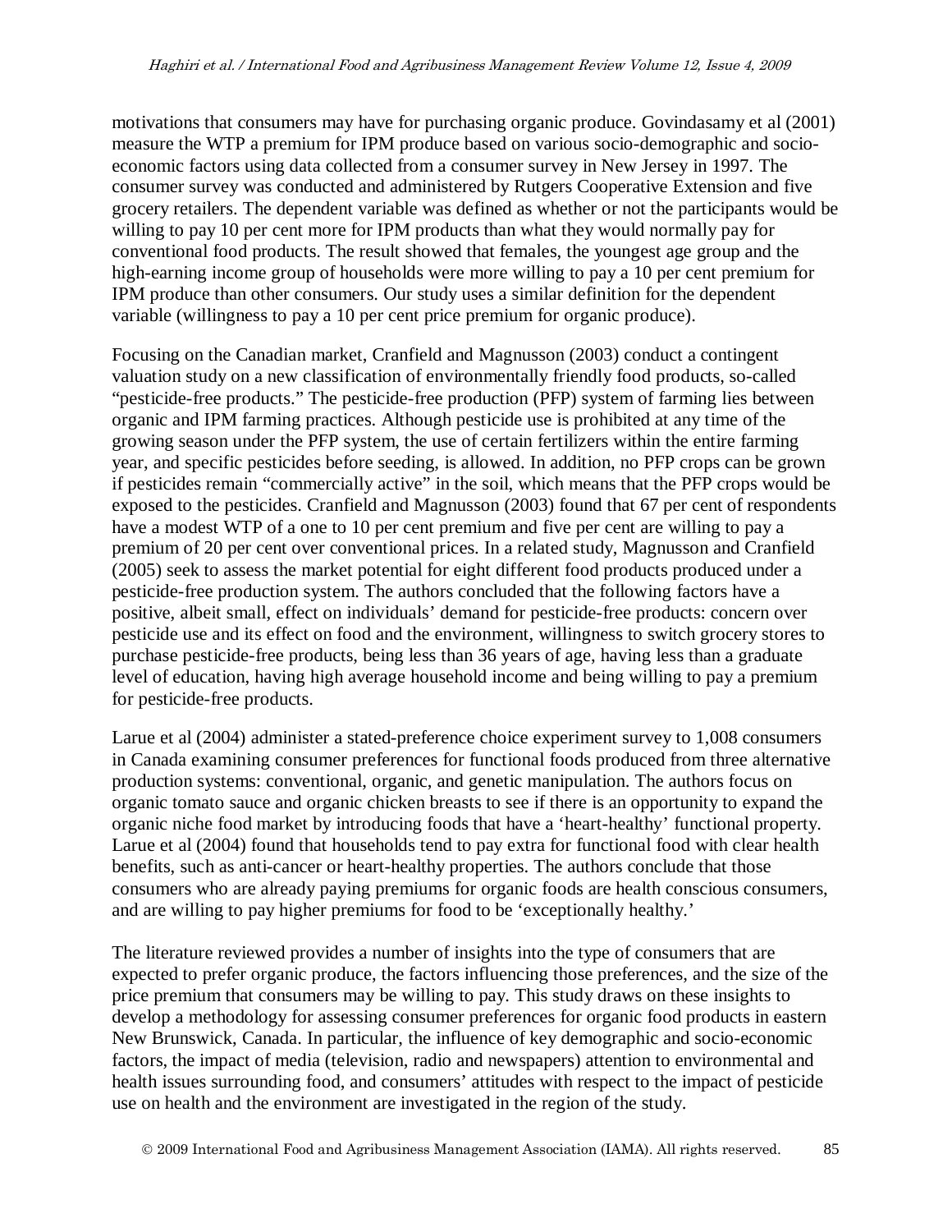motivations that consumers may have for purchasing organic produce. Govindasamy et al (2001) measure the WTP a premium for IPM produce based on various socio-demographic and socio-economic factors using data collected from a consumer survey in New Jersey in 1997. The consumer survey was conducted and administered by Rutgers Cooperative Extension and five grocery retailers. The dependent variable was defined as whether or not the participants would be willing to pay 10 per cent more for IPM products than what they would normally pay for conventional food products. The result showed that females, the youngest age group and the high-earning income group of households were more willing to pay a 10 per cent premium for IPM produce than other consumers. Our study uses a similar definition for the dependent variable (willingness to pay a 10 per cent price premium for organic produce).

Focusing on the Canadian market, Cranfield and Magnusson (2003) conduct a contingent valuation study on a new classification of environmentally friendly food products, so-called "pesticide-free products." The pesticide-free production (PFP) system of farming lies between organic and IPM farming practices. Although pesticide use is prohibited at any time of the growing season under the PFP system, the use of certain fertilizers within the entire farming year, and specific pesticides before seeding, is allowed. In addition, no PFP crops can be grown if pesticides remain "commercially active" in the soil, which means that the PFP crops would be exposed to the pesticides. Cranfield and Magnusson (2003) found that 67 per cent of respondents have a modest WTP of a one to 10 per cent premium and five per cent are willing to pay a premium of 20 per cent over conventional prices. In a related study, Magnusson and Cranfield (2005) seek to assess the market potential for eight different food products produced under a pesticide-free production system. The authors concluded that the following factors have a positive, albeit small, effect on individuals' demand for pesticide-free products: concern over pesticide use and its effect on food and the environment, willingness to switch grocery stores to purchase pesticide-free products, being less than 36 years of age, having less than a graduate level of education, having high average household income and being willing to pay a premium for pesticide-free products.

Larue et al (2004) administer a stated-preference choice experiment survey to 1,008 consumers in Canada examining consumer preferences for functional foods produced from three alternative production systems: conventional, organic, and genetic manipulation. The authors focus on organic tomato sauce and organic chicken breasts to see if there is an opportunity to expand the organic niche food market by introducing foods that have a 'heart-healthy' functional property. Larue et al (2004) found that households tend to pay extra for functional food with clear health benefits, such as anti-cancer or heart-healthy properties. The authors conclude that those consumers who are already paying premiums for organic foods are health conscious consumers, and are willing to pay higher premiums for food to be 'exceptionally healthy.'

The literature reviewed provides a number of insights into the type of consumers that are expected to prefer organic produce, the factors influencing those preferences, and the size of the price premium that consumers may be willing to pay. This study draws on these insights to develop a methodology for assessing consumer preferences for organic food products in eastern New Brunswick, Canada. In particular, the influence of key demographic and socio-economic factors, the impact of media (television, radio and newspapers) attention to environmental and health issues surrounding food, and consumers' attitudes with respect to the impact of pesticide use on health and the environment are investigated in the region of the study.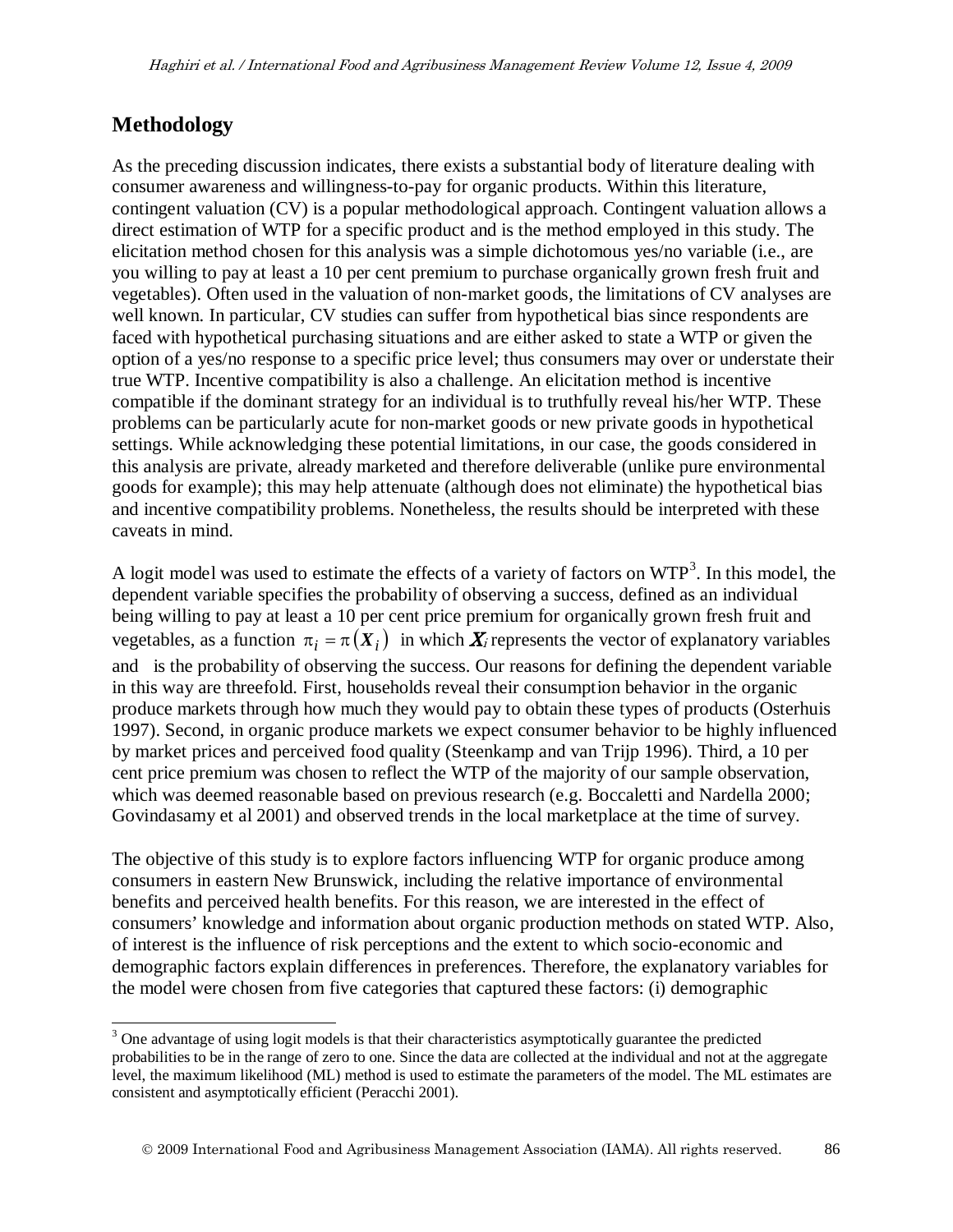## Methodology

As the preceding discussion indicates, there exists a substantial body of literature dealing with consumer awareness and willingness-to-pay for organic products. Within this literature, contingent valuation (CV) is a popular methodological approach. Contingent valuation allows a direct estimation of WTP for a specific product and is the method employed in this study. The elicitation method chosen for this analysis was a simple dichotomous yes/no variable (i.e., are you willing to pay at least a 10 per cent premium to purchase organically grown fresh fruit and vegetables). Often used in the valuation of non-market goods, the limitations of CV analyses are well known. In particular, CV studies can suffer from hypothetical bias since respondents are faced with hypothetical purchasing situations and are either asked to state a WTP or given the option of a yes/no response to a specific price level; thus consumers may over or understate their true WTP. Incentive compatibility is also a challenge. An elicitation method is incentive compatible if the dominant strategy for an individual is to truthfully reveal his/her WTP. These problems can be particularly acute for non-market goods or new private goods in hypothetical settings. While acknowledging these potential limitations, in our case, the goods considered in this analysis are private, already marketed and therefore deliverable (unlike pure environmental goods for example); this may help attenuate (although does not eliminate) the hypothetical bias and incentive compatibility problems. Nonetheless, the results should be interpreted with these caveats in mind.

A logit model was used to estimate the effects of a variety of factors on WTP[3]. In this model, the dependent variable specifies the probability of observing a success, defined as an individual being willing to pay at least a 10 per cent price premium for organically grown fresh fruit and vegetables, as a function $\pi_i = \pi(\boldsymbol{X}_i)$ in which $\boldsymbol{X}_i$ represents the vector of explanatory variables and is the probability of observing the success. Our reasons for defining the dependent variable in this way are threefold. First, households reveal their consumption behavior in the organic produce markets through how much they would pay to obtain these types of products (Osterhuis 1997). Second, in organic produce markets we expect consumer behavior to be highly influenced by market prices and perceived food quality (Steenkamp and van Trijp 1996). Third, a 10 per cent price premium was chosen to reflect the WTP of the majority of our sample observation, which was deemed reasonable based on previous research (e.g. Boccaletti and Nardella 2000; Govindasamy et al 2001) and observed trends in the local marketplace at the time of survey.

The objective of this study is to explore factors influencing WTP for organic produce among consumers in eastern New Brunswick, including the relative importance of environmental benefits and perceived health benefits. For this reason, we are interested in the effect of consumers' knowledge and information about organic production methods on stated WTP. Also, of interest is the influence of risk perceptions and the extent to which socio-economic and demographic factors explain differences in preferences. Therefore, the explanatory variables for the model were chosen from five categories that captured these factors: (i) demographic

[3] One advantage of using logit models is that their characteristics asymptotically guarantee the predicted probabilities to be in the range of zero to one. Since the data are collected at the individual and not at the aggregate level, the maximum likelihood (ML) method is used to estimate the parameters of the model. The ML estimates are consistent and asymptotically efficient (Peracchi 2001).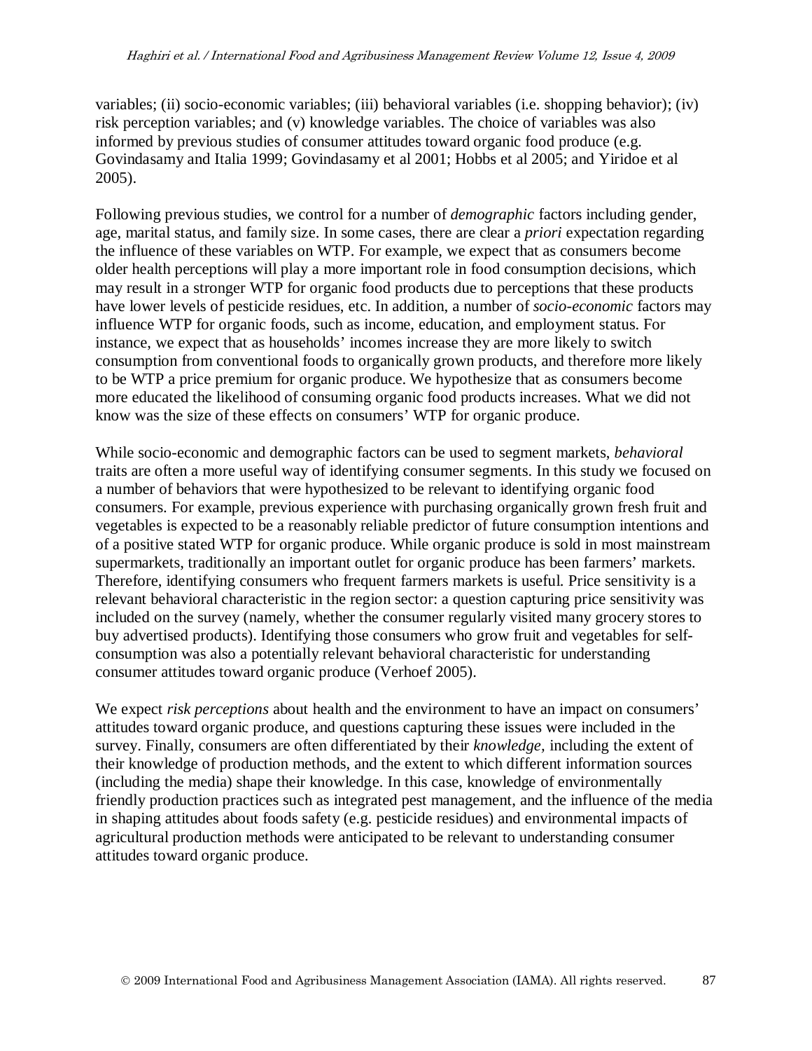variables; (ii) socio-economic variables; (iii) behavioral variables (i.e. shopping behavior); (iv) risk perception variables; and (v) knowledge variables. The choice of variables was also informed by previous studies of consumer attitudes toward organic food produce (e.g. Govindasamy and Italia 1999; Govindasamy et al 2001; Hobbs et al 2005; and Yiridoe et al 2005).

Following previous studies, we control for a number of *demographic* factors including gender, age, marital status, and family size. In some cases, there are clear a *priori* expectation regarding the influence of these variables on WTP. For example, we expect that as consumers become older health perceptions will play a more important role in food consumption decisions, which may result in a stronger WTP for organic food products due to perceptions that these products have lower levels of pesticide residues, etc. In addition, a number of *socio-economic* factors may influence WTP for organic foods, such as income, education, and employment status. For instance, we expect that as households' incomes increase they are more likely to switch consumption from conventional foods to organically grown products, and therefore more likely to be WTP a price premium for organic produce. We hypothesize that as consumers become more educated the likelihood of consuming organic food products increases. What we did not know was the size of these effects on consumers' WTP for organic produce.

While socio-economic and demographic factors can be used to segment markets, *behavioral* traits are often a more useful way of identifying consumer segments. In this study we focused on a number of behaviors that were hypothesized to be relevant to identifying organic food consumers. For example, previous experience with purchasing organically grown fresh fruit and vegetables is expected to be a reasonably reliable predictor of future consumption intentions and of a positive stated WTP for organic produce. While organic produce is sold in most mainstream supermarkets, traditionally an important outlet for organic produce has been farmers' markets. Therefore, identifying consumers who frequent farmers markets is useful. Price sensitivity is a relevant behavioral characteristic in the region sector: a question capturing price sensitivity was included on the survey (namely, whether the consumer regularly visited many grocery stores to buy advertised products). Identifying those consumers who grow fruit and vegetables for self-consumption was also a potentially relevant behavioral characteristic for understanding consumer attitudes toward organic produce (Verhoef 2005).

We expect *risk perceptions* about health and the environment to have an impact on consumers' attitudes toward organic produce, and questions capturing these issues were included in the survey. Finally, consumers are often differentiated by their *knowledge,* including the extent of their knowledge of production methods, and the extent to which different information sources (including the media) shape their knowledge. In this case, knowledge of environmentally friendly production practices such as integrated pest management, and the influence of the media in shaping attitudes about foods safety (e.g. pesticide residues) and environmental impacts of agricultural production methods were anticipated to be relevant to understanding consumer attitudes toward organic produce.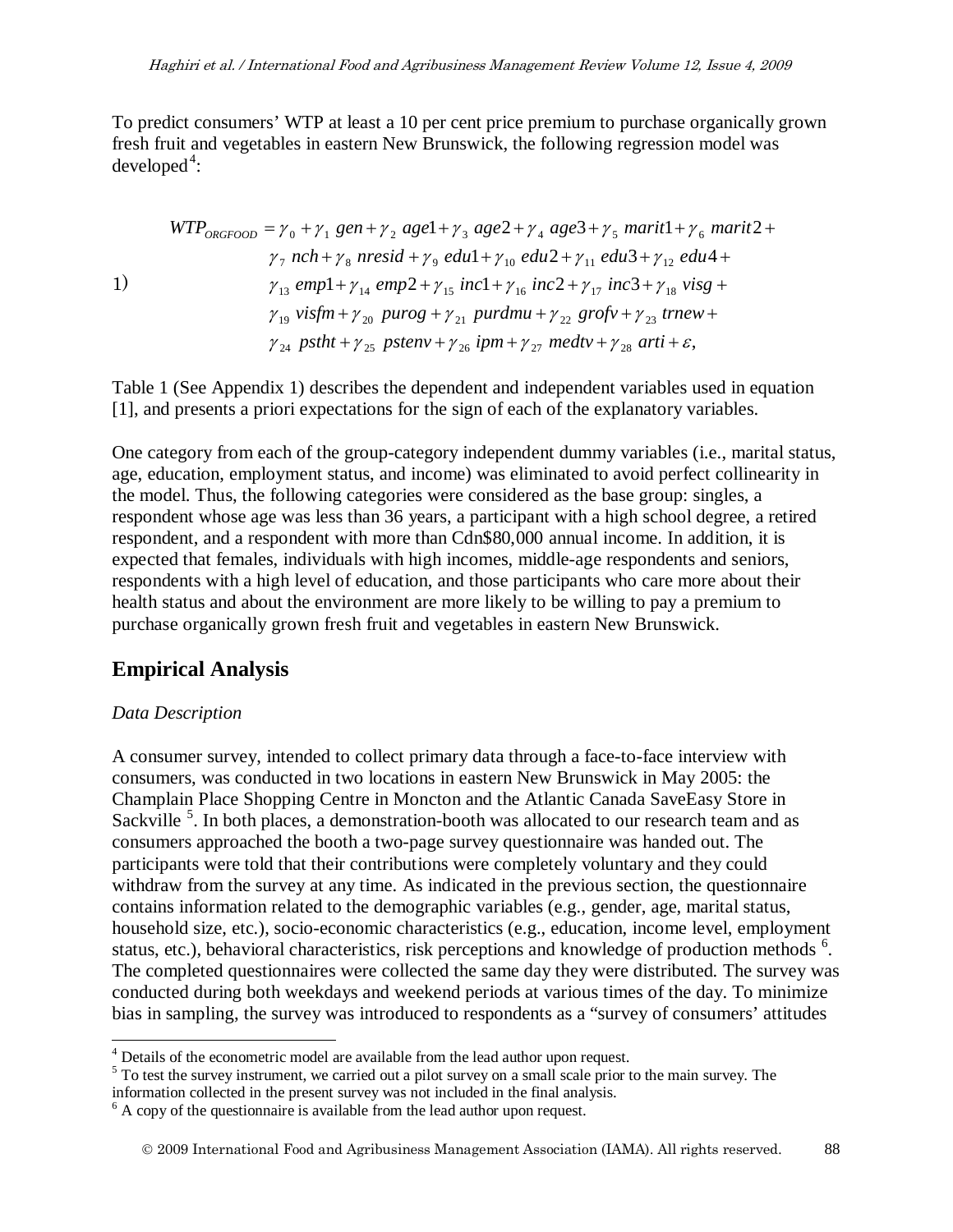To predict consumers' WTP at least a 10 per cent price premium to purchase organically grown fresh fruit and vegetables in eastern New Brunswick, the following regression model was developed[4]:

$$
\begin{aligned}
WTP_{ORGFOOD} = {} & \gamma_0 + \gamma_1\ gen + \gamma_2\ age1 + \gamma_3\ age2 + \gamma_4\ age3 + \gamma_5\ marit1 + \gamma_6\ marit2 + \\
& \gamma_7\ nch + \gamma_8\ nresid + \gamma_9\ edu1 + \gamma_{10}\ edu2 + \gamma_{11}\ edu3 + \gamma_{12}\ edu4 + \\
& \gamma_{13}\ emp1 + \gamma_{14}\ emp2 + \gamma_{15}\ inc1 + \gamma_{16}\ inc2 + \gamma_{17}\ inc3 + \gamma_{18}\ visg + \\
& \gamma_{19}\ visfm + \gamma_{20}\ purog + \gamma_{21}\ purdmu + \gamma_{22}\ grofv + \gamma_{23}\ trnew + \\
& \gamma_{24}\ pstht + \gamma_{25}\ pstenv + \gamma_{26}\ ipm + \gamma_{27}\ medtv + \gamma_{28}\ arti + \varepsilon,
\end{aligned} \tag{1}
$$

Table 1 (See Appendix 1) describes the dependent and independent variables used in equation [1], and presents a priori expectations for the sign of each of the explanatory variables.

One category from each of the group-category independent dummy variables (i.e., marital status, age, education, employment status, and income) was eliminated to avoid perfect collinearity in the model. Thus, the following categories were considered as the base group: singles, a respondent whose age was less than 36 years, a participant with a high school degree, a retired respondent, and a respondent with more than Cdn$80,000 annual income. In addition, it is expected that females, individuals with high incomes, middle-age respondents and seniors, respondents with a high level of education, and those participants who care more about their health status and about the environment are more likely to be willing to pay a premium to purchase organically grown fresh fruit and vegetables in eastern New Brunswick.

## Empirical Analysis

*Data Description*

A consumer survey, intended to collect primary data through a face-to-face interview with consumers, was conducted in two locations in eastern New Brunswick in May 2005: the Champlain Place Shopping Centre in Moncton and the Atlantic Canada SaveEasy Store in Sackville [5]. In both places, a demonstration-booth was allocated to our research team and as consumers approached the booth a two-page survey questionnaire was handed out. The participants were told that their contributions were completely voluntary and they could withdraw from the survey at any time. As indicated in the previous section, the questionnaire contains information related to the demographic variables (e.g., gender, age, marital status, household size, etc.), socio-economic characteristics (e.g., education, income level, employment status, etc.), behavioral characteristics, risk perceptions and knowledge of production methods [6]. The completed questionnaires were collected the same day they were distributed. The survey was conducted during both weekdays and weekend periods at various times of the day. To minimize bias in sampling, the survey was introduced to respondents as a "survey of consumers' attitudes

---

[4] Details of the econometric model are available from the lead author upon request.

[5] To test the survey instrument, we carried out a pilot survey on a small scale prior to the main survey. The information collected in the present survey was not included in the final analysis.

[6] A copy of the questionnaire is available from the lead author upon request.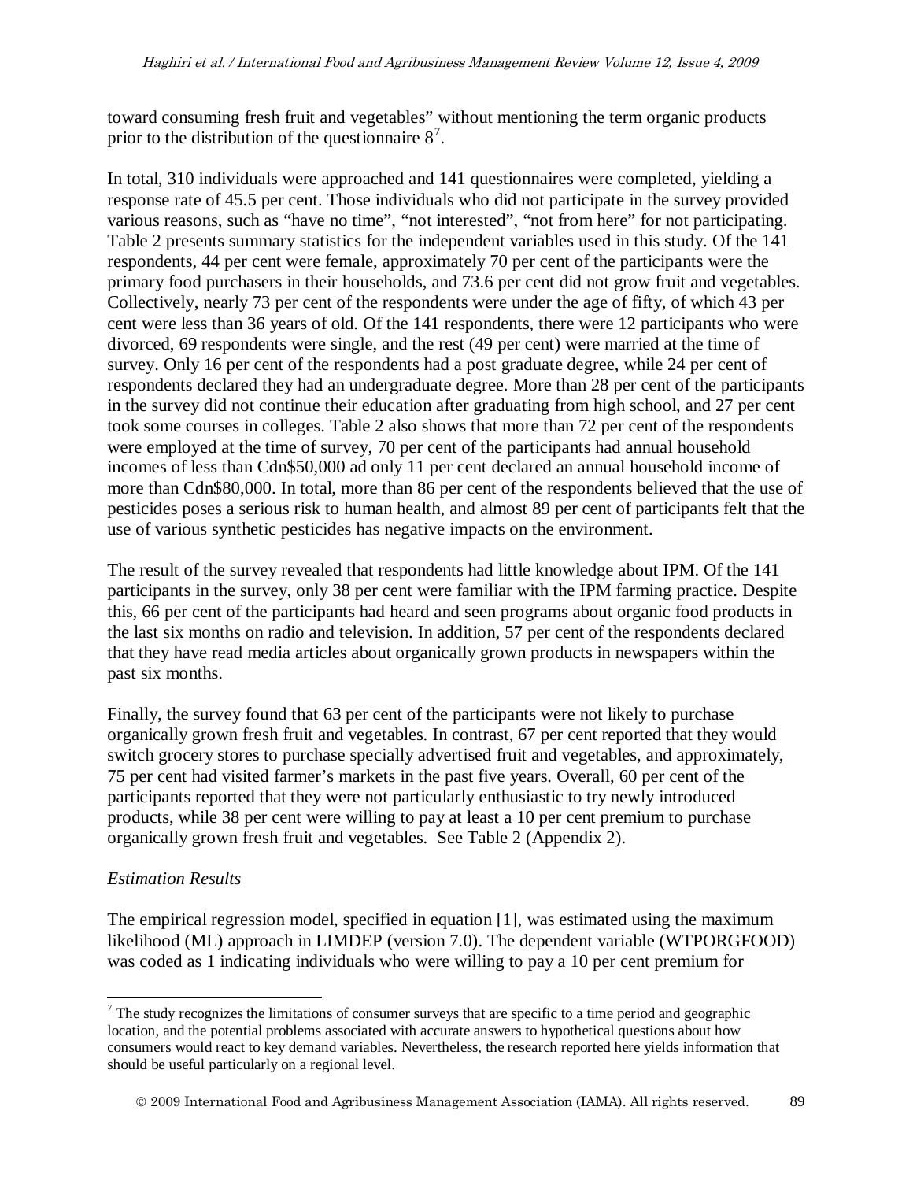toward consuming fresh fruit and vegetables" without mentioning the term organic products prior to the distribution of the questionnaire 8[7].

In total, 310 individuals were approached and 141 questionnaires were completed, yielding a response rate of 45.5 per cent. Those individuals who did not participate in the survey provided various reasons, such as "have no time", "not interested", "not from here" for not participating. Table 2 presents summary statistics for the independent variables used in this study. Of the 141 respondents, 44 per cent were female, approximately 70 per cent of the participants were the primary food purchasers in their households, and 73.6 per cent did not grow fruit and vegetables. Collectively, nearly 73 per cent of the respondents were under the age of fifty, of which 43 per cent were less than 36 years of old. Of the 141 respondents, there were 12 participants who were divorced, 69 respondents were single, and the rest (49 per cent) were married at the time of survey. Only 16 per cent of the respondents had a post graduate degree, while 24 per cent of respondents declared they had an undergraduate degree. More than 28 per cent of the participants in the survey did not continue their education after graduating from high school, and 27 per cent took some courses in colleges. Table 2 also shows that more than 72 per cent of the respondents were employed at the time of survey, 70 per cent of the participants had annual household incomes of less than Cdn$50,000 ad only 11 per cent declared an annual household income of more than Cdn$80,000. In total, more than 86 per cent of the respondents believed that the use of pesticides poses a serious risk to human health, and almost 89 per cent of participants felt that the use of various synthetic pesticides has negative impacts on the environment.

The result of the survey revealed that respondents had little knowledge about IPM. Of the 141 participants in the survey, only 38 per cent were familiar with the IPM farming practice. Despite this, 66 per cent of the participants had heard and seen programs about organic food products in the last six months on radio and television. In addition, 57 per cent of the respondents declared that they have read media articles about organically grown products in newspapers within the past six months.

Finally, the survey found that 63 per cent of the participants were not likely to purchase organically grown fresh fruit and vegetables. In contrast, 67 per cent reported that they would switch grocery stores to purchase specially advertised fruit and vegetables, and approximately, 75 per cent had visited farmer's markets in the past five years. Overall, 60 per cent of the participants reported that they were not particularly enthusiastic to try newly introduced products, while 38 per cent were willing to pay at least a 10 per cent premium to purchase organically grown fresh fruit and vegetables. See Table 2 (Appendix 2).

*Estimation Results*

The empirical regression model, specified in equation [1], was estimated using the maximum likelihood (ML) approach in LIMDEP (version 7.0). The dependent variable (WTPORGFOOD) was coded as 1 indicating individuals who were willing to pay a 10 per cent premium for

---

[7] The study recognizes the limitations of consumer surveys that are specific to a time period and geographic location, and the potential problems associated with accurate answers to hypothetical questions about how consumers would react to key demand variables. Nevertheless, the research reported here yields information that should be useful particularly on a regional level.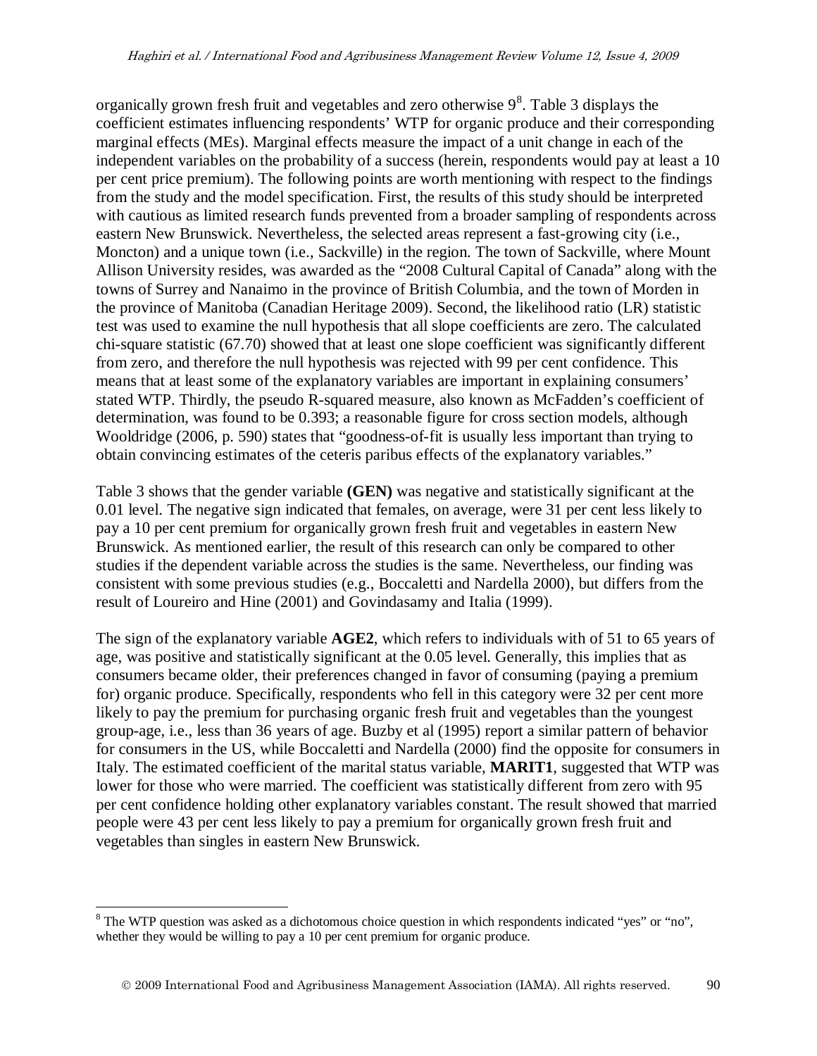organically grown fresh fruit and vegetables and zero otherwise 9[8]. Table 3 displays the coefficient estimates influencing respondents' WTP for organic produce and their corresponding marginal effects (MEs). Marginal effects measure the impact of a unit change in each of the independent variables on the probability of a success (herein, respondents would pay at least a 10 per cent price premium). The following points are worth mentioning with respect to the findings from the study and the model specification. First, the results of this study should be interpreted with cautious as limited research funds prevented from a broader sampling of respondents across eastern New Brunswick. Nevertheless, the selected areas represent a fast-growing city (i.e., Moncton) and a unique town (i.e., Sackville) in the region. The town of Sackville, where Mount Allison University resides, was awarded as the "2008 Cultural Capital of Canada" along with the towns of Surrey and Nanaimo in the province of British Columbia, and the town of Morden in the province of Manitoba (Canadian Heritage 2009). Second, the likelihood ratio (LR) statistic test was used to examine the null hypothesis that all slope coefficients are zero. The calculated chi-square statistic (67.70) showed that at least one slope coefficient was significantly different from zero, and therefore the null hypothesis was rejected with 99 per cent confidence. This means that at least some of the explanatory variables are important in explaining consumers' stated WTP. Thirdly, the pseudo R-squared measure, also known as McFadden's coefficient of determination, was found to be 0.393; a reasonable figure for cross section models, although Wooldridge (2006, p. 590) states that "goodness-of-fit is usually less important than trying to obtain convincing estimates of the ceteris paribus effects of the explanatory variables."

Table 3 shows that the gender variable **(GEN)** was negative and statistically significant at the 0.01 level. The negative sign indicated that females, on average, were 31 per cent less likely to pay a 10 per cent premium for organically grown fresh fruit and vegetables in eastern New Brunswick. As mentioned earlier, the result of this research can only be compared to other studies if the dependent variable across the studies is the same. Nevertheless, our finding was consistent with some previous studies (e.g., Boccaletti and Nardella 2000), but differs from the result of Loureiro and Hine (2001) and Govindasamy and Italia (1999).

The sign of the explanatory variable **AGE2**, which refers to individuals with of 51 to 65 years of age, was positive and statistically significant at the 0.05 level. Generally, this implies that as consumers became older, their preferences changed in favor of consuming (paying a premium for) organic produce. Specifically, respondents who fell in this category were 32 per cent more likely to pay the premium for purchasing organic fresh fruit and vegetables than the youngest group-age, i.e., less than 36 years of age. Buzby et al (1995) report a similar pattern of behavior for consumers in the US, while Boccaletti and Nardella (2000) find the opposite for consumers in Italy. The estimated coefficient of the marital status variable, **MARIT1**, suggested that WTP was lower for those who were married. The coefficient was statistically different from zero with 95 per cent confidence holding other explanatory variables constant. The result showed that married people were 43 per cent less likely to pay a premium for organically grown fresh fruit and vegetables than singles in eastern New Brunswick.

[8] The WTP question was asked as a dichotomous choice question in which respondents indicated "yes" or "no", whether they would be willing to pay a 10 per cent premium for organic produce.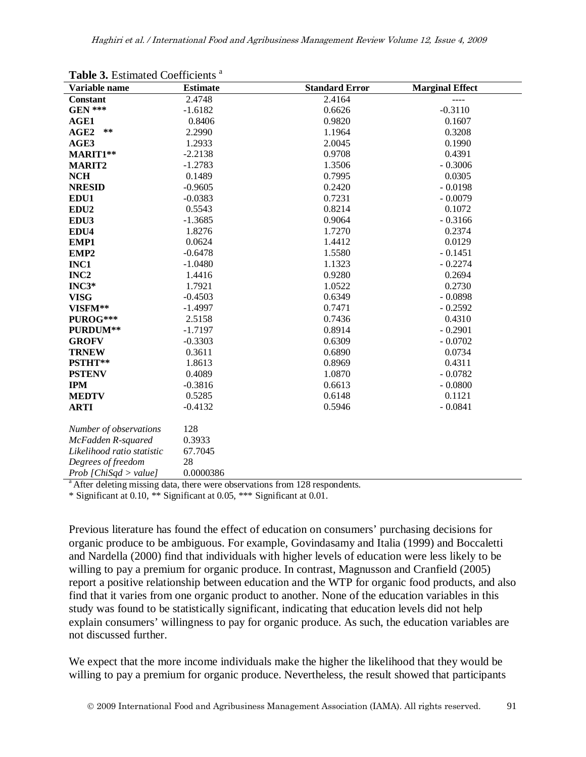**Table 3.** Estimated Coefficients [a]

| Variable name | Estimate | Standard Error | Marginal Effect |
|---|---|---|---|
| **Constant** | 2.4748 | 2.4164 | ---- |
| **GEN \*\*\*** | -1.6182 | 0.6626 | -0.3110 |
| **AGE1** | 0.8406 | 0.9820 | 0.1607 |
| **AGE2 \*\*** | 2.2990 | 1.1964 | 0.3208 |
| **AGE3** | 1.2933 | 2.0045 | 0.1990 |
| **MARIT1\*\*** | -2.2138 | 0.9708 | 0.4391 |
| **MARIT2** | -1.2783 | 1.3506 | - 0.3006 |
| **NCH** | 0.1489 | 0.7995 | 0.0305 |
| **NRESID** | -0.9605 | 0.2420 | - 0.0198 |
| **EDU1** | -0.0383 | 0.7231 | - 0.0079 |
| **EDU2** | 0.5543 | 0.8214 | 0.1072 |
| **EDU3** | -1.3685 | 0.9064 | - 0.3166 |
| **EDU4** | 1.8276 | 1.7270 | 0.2374 |
| **EMP1** | 0.0624 | 1.4412 | 0.0129 |
| **EMP2** | -0.6478 | 1.5580 | - 0.1451 |
| **INC1** | -1.0480 | 1.1323 | - 0.2274 |
| **INC2** | 1.4416 | 0.9280 | 0.2694 |
| **INC3\*** | 1.7921 | 1.0522 | 0.2730 |
| **VISG** | -0.4503 | 0.6349 | - 0.0898 |
| **VISFM\*\*** | -1.4997 | 0.7471 | - 0.2592 |
| **PUROG\*\*\*** | 2.5158 | 0.7436 | 0.4310 |
| **PURDUM\*\*** | -1.7197 | 0.8914 | - 0.2901 |
| **GROFV** | -0.3303 | 0.6309 | - 0.0702 |
| **TRNEW** | 0.3611 | 0.6890 | 0.0734 |
| **PSTHT\*\*** | 1.8613 | 0.8969 | 0.4311 |
| **PSTENV** | 0.4089 | 1.0870 | - 0.0782 |
| **IPM** | -0.3816 | 0.6613 | - 0.0800 |
| **MEDTV** | 0.5285 | 0.6148 | 0.1121 |
| **ARTI** | -0.4132 | 0.5946 | - 0.0841 |
| | | | |
| *Number of observations* | 128 | | |
| *McFadden R-squared* | 0.3933 | | |
| *Likelihood ratio statistic* | 67.7045 | | |
| *Degrees of freedom* | 28 | | |
| *Prob [ChiSqd > value]* | 0.0000386 | | |

[a] After deleting missing data, there were observations from 128 respondents.

\* Significant at 0.10, \*\* Significant at 0.05, \*\*\* Significant at 0.01.

Previous literature has found the effect of education on consumers' purchasing decisions for organic produce to be ambiguous. For example, Govindasamy and Italia (1999) and Boccaletti and Nardella (2000) find that individuals with higher levels of education were less likely to be willing to pay a premium for organic produce. In contrast, Magnusson and Cranfield (2005) report a positive relationship between education and the WTP for organic food products, and also find that it varies from one organic product to another. None of the education variables in this study was found to be statistically significant, indicating that education levels did not help explain consumers' willingness to pay for organic produce. As such, the education variables are not discussed further.

We expect that the more income individuals make the higher the likelihood that they would be willing to pay a premium for organic produce. Nevertheless, the result showed that participants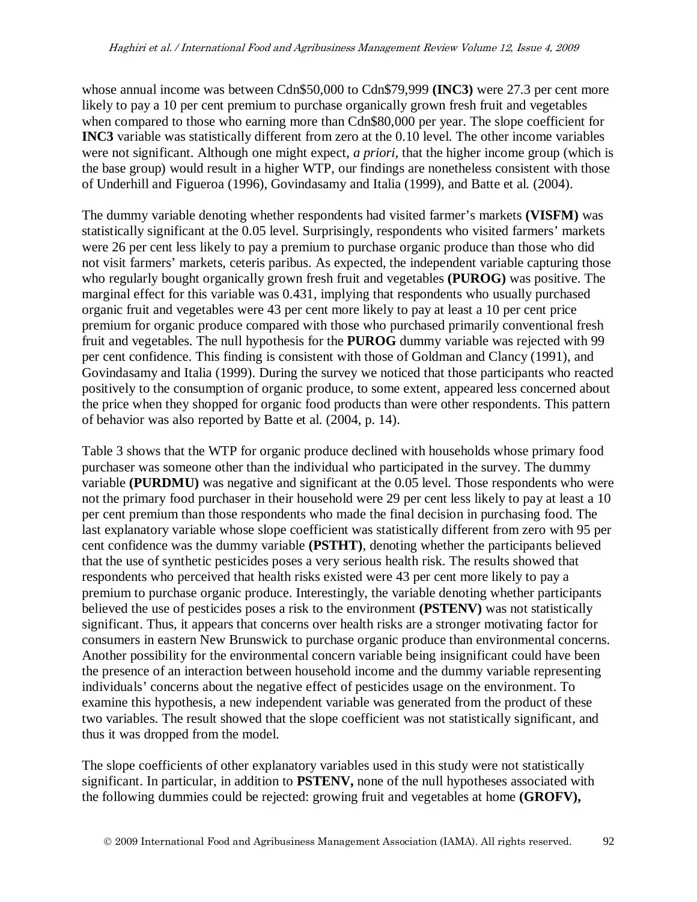whose annual income was between Cdn$50,000 to Cdn$79,999 **(INC3)** were 27.3 per cent more likely to pay a 10 per cent premium to purchase organically grown fresh fruit and vegetables when compared to those who earning more than Cdn$80,000 per year. The slope coefficient for **INC3** variable was statistically different from zero at the 0.10 level. The other income variables were not significant. Although one might expect, *a priori*, that the higher income group (which is the base group) would result in a higher WTP, our findings are nonetheless consistent with those of Underhill and Figueroa (1996), Govindasamy and Italia (1999), and Batte et al. (2004).

The dummy variable denoting whether respondents had visited farmer's markets **(VISFM)** was statistically significant at the 0.05 level. Surprisingly, respondents who visited farmers' markets were 26 per cent less likely to pay a premium to purchase organic produce than those who did not visit farmers' markets, ceteris paribus. As expected, the independent variable capturing those who regularly bought organically grown fresh fruit and vegetables **(PUROG)** was positive. The marginal effect for this variable was 0.431, implying that respondents who usually purchased organic fruit and vegetables were 43 per cent more likely to pay at least a 10 per cent price premium for organic produce compared with those who purchased primarily conventional fresh fruit and vegetables. The null hypothesis for the **PUROG** dummy variable was rejected with 99 per cent confidence. This finding is consistent with those of Goldman and Clancy (1991), and Govindasamy and Italia (1999). During the survey we noticed that those participants who reacted positively to the consumption of organic produce, to some extent, appeared less concerned about the price when they shopped for organic food products than were other respondents. This pattern of behavior was also reported by Batte et al. (2004, p. 14).

Table 3 shows that the WTP for organic produce declined with households whose primary food purchaser was someone other than the individual who participated in the survey. The dummy variable **(PURDMU)** was negative and significant at the 0.05 level. Those respondents who were not the primary food purchaser in their household were 29 per cent less likely to pay at least a 10 per cent premium than those respondents who made the final decision in purchasing food. The last explanatory variable whose slope coefficient was statistically different from zero with 95 per cent confidence was the dummy variable **(PSTHT)**, denoting whether the participants believed that the use of synthetic pesticides poses a very serious health risk. The results showed that respondents who perceived that health risks existed were 43 per cent more likely to pay a premium to purchase organic produce. Interestingly, the variable denoting whether participants believed the use of pesticides poses a risk to the environment **(PSTENV)** was not statistically significant. Thus, it appears that concerns over health risks are a stronger motivating factor for consumers in eastern New Brunswick to purchase organic produce than environmental concerns. Another possibility for the environmental concern variable being insignificant could have been the presence of an interaction between household income and the dummy variable representing individuals' concerns about the negative effect of pesticides usage on the environment. To examine this hypothesis, a new independent variable was generated from the product of these two variables. The result showed that the slope coefficient was not statistically significant, and thus it was dropped from the model.

The slope coefficients of other explanatory variables used in this study were not statistically significant. In particular, in addition to **PSTENV,** none of the null hypotheses associated with the following dummies could be rejected: growing fruit and vegetables at home **(GROFV),**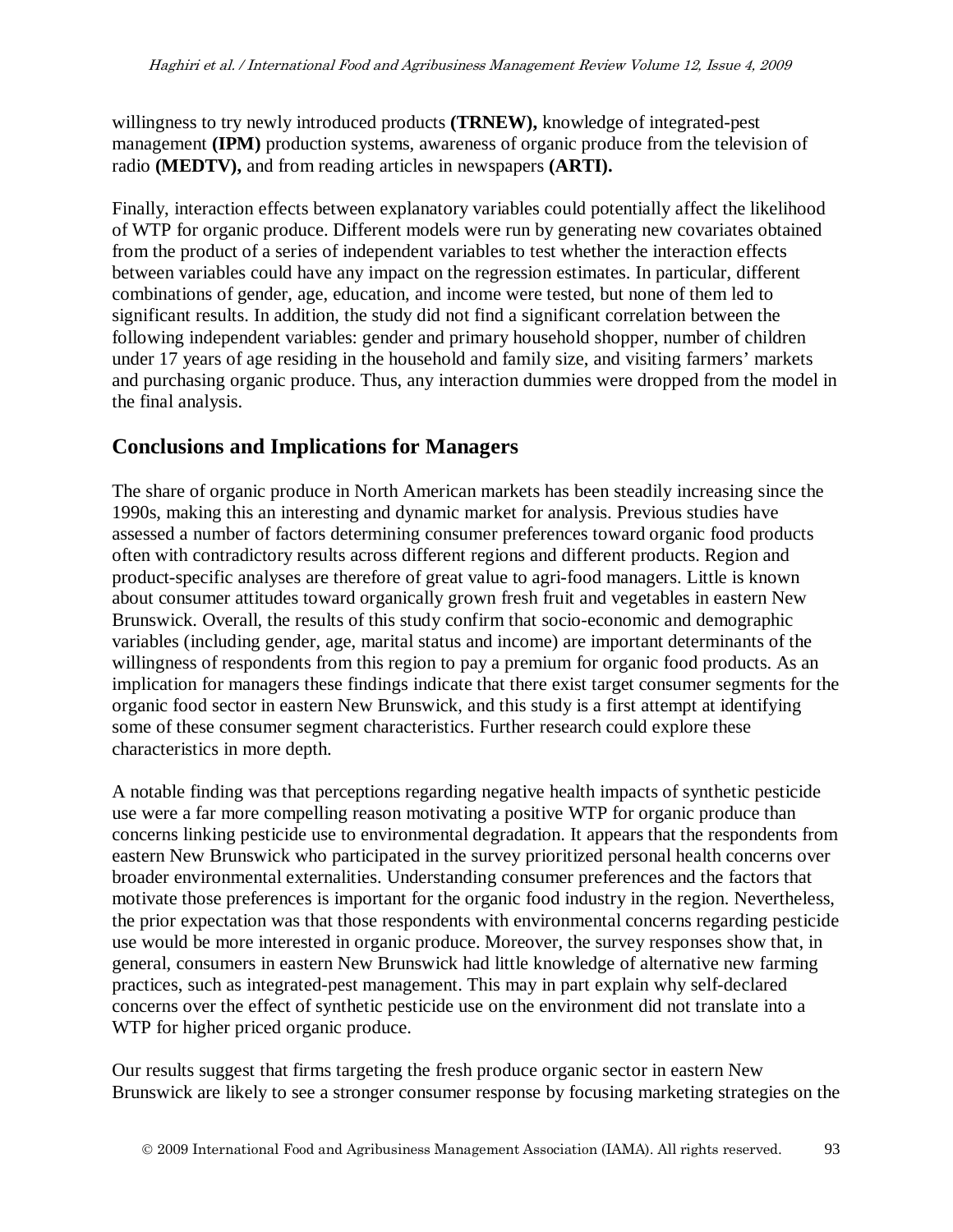willingness to try newly introduced products **(TRNEW),** knowledge of integrated-pest management **(IPM)** production systems, awareness of organic produce from the television of radio **(MEDTV),** and from reading articles in newspapers **(ARTI).**

Finally, interaction effects between explanatory variables could potentially affect the likelihood of WTP for organic produce. Different models were run by generating new covariates obtained from the product of a series of independent variables to test whether the interaction effects between variables could have any impact on the regression estimates. In particular, different combinations of gender, age, education, and income were tested, but none of them led to significant results. In addition, the study did not find a significant correlation between the following independent variables: gender and primary household shopper, number of children under 17 years of age residing in the household and family size, and visiting farmers' markets and purchasing organic produce. Thus, any interaction dummies were dropped from the model in the final analysis.

## Conclusions and Implications for Managers

The share of organic produce in North American markets has been steadily increasing since the 1990s, making this an interesting and dynamic market for analysis. Previous studies have assessed a number of factors determining consumer preferences toward organic food products often with contradictory results across different regions and different products. Region and product-specific analyses are therefore of great value to agri-food managers. Little is known about consumer attitudes toward organically grown fresh fruit and vegetables in eastern New Brunswick. Overall, the results of this study confirm that socio-economic and demographic variables (including gender, age, marital status and income) are important determinants of the willingness of respondents from this region to pay a premium for organic food products. As an implication for managers these findings indicate that there exist target consumer segments for the organic food sector in eastern New Brunswick, and this study is a first attempt at identifying some of these consumer segment characteristics. Further research could explore these characteristics in more depth.

A notable finding was that perceptions regarding negative health impacts of synthetic pesticide use were a far more compelling reason motivating a positive WTP for organic produce than concerns linking pesticide use to environmental degradation. It appears that the respondents from eastern New Brunswick who participated in the survey prioritized personal health concerns over broader environmental externalities. Understanding consumer preferences and the factors that motivate those preferences is important for the organic food industry in the region. Nevertheless, the prior expectation was that those respondents with environmental concerns regarding pesticide use would be more interested in organic produce. Moreover, the survey responses show that, in general, consumers in eastern New Brunswick had little knowledge of alternative new farming practices, such as integrated-pest management. This may in part explain why self-declared concerns over the effect of synthetic pesticide use on the environment did not translate into a WTP for higher priced organic produce.

Our results suggest that firms targeting the fresh produce organic sector in eastern New Brunswick are likely to see a stronger consumer response by focusing marketing strategies on the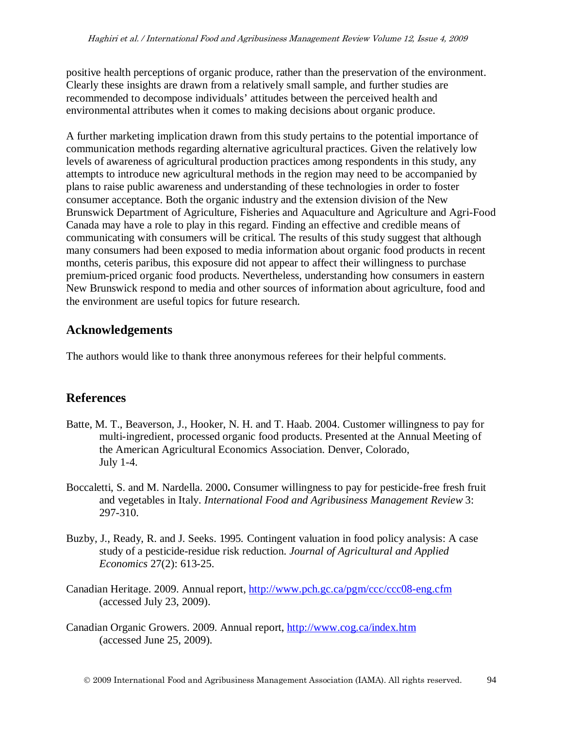positive health perceptions of organic produce, rather than the preservation of the environment. Clearly these insights are drawn from a relatively small sample, and further studies are recommended to decompose individuals' attitudes between the perceived health and environmental attributes when it comes to making decisions about organic produce.

A further marketing implication drawn from this study pertains to the potential importance of communication methods regarding alternative agricultural practices. Given the relatively low levels of awareness of agricultural production practices among respondents in this study, any attempts to introduce new agricultural methods in the region may need to be accompanied by plans to raise public awareness and understanding of these technologies in order to foster consumer acceptance. Both the organic industry and the extension division of the New Brunswick Department of Agriculture, Fisheries and Aquaculture and Agriculture and Agri-Food Canada may have a role to play in this regard. Finding an effective and credible means of communicating with consumers will be critical. The results of this study suggest that although many consumers had been exposed to media information about organic food products in recent months, ceteris paribus, this exposure did not appear to affect their willingness to purchase premium-priced organic food products. Nevertheless, understanding how consumers in eastern New Brunswick respond to media and other sources of information about agriculture, food and the environment are useful topics for future research.

## Acknowledgements

The authors would like to thank three anonymous referees for their helpful comments.

## References

Batte, M. T., Beaverson, J., Hooker, N. H. and T. Haab. 2004. Customer willingness to pay for multi-ingredient, processed organic food products. Presented at the Annual Meeting of the American Agricultural Economics Association. Denver, Colorado, July 1-4.

Boccaletti, S. and M. Nardella. 2000**.** Consumer willingness to pay for pesticide-free fresh fruit and vegetables in Italy. *International Food and Agribusiness Management Review* 3: 297-310.

Buzby, J., Ready, R. and J. Seeks. 1995. Contingent valuation in food policy analysis: A case study of a pesticide-residue risk reduction. *Journal of Agricultural and Applied Economics* 27(2): 613-25.

Canadian Heritage. 2009. Annual report, http://www.pch.gc.ca/pgm/ccc/ccc08-eng.cfm (accessed July 23, 2009).

Canadian Organic Growers. 2009. Annual report, http://www.cog.ca/index.htm (accessed June 25, 2009).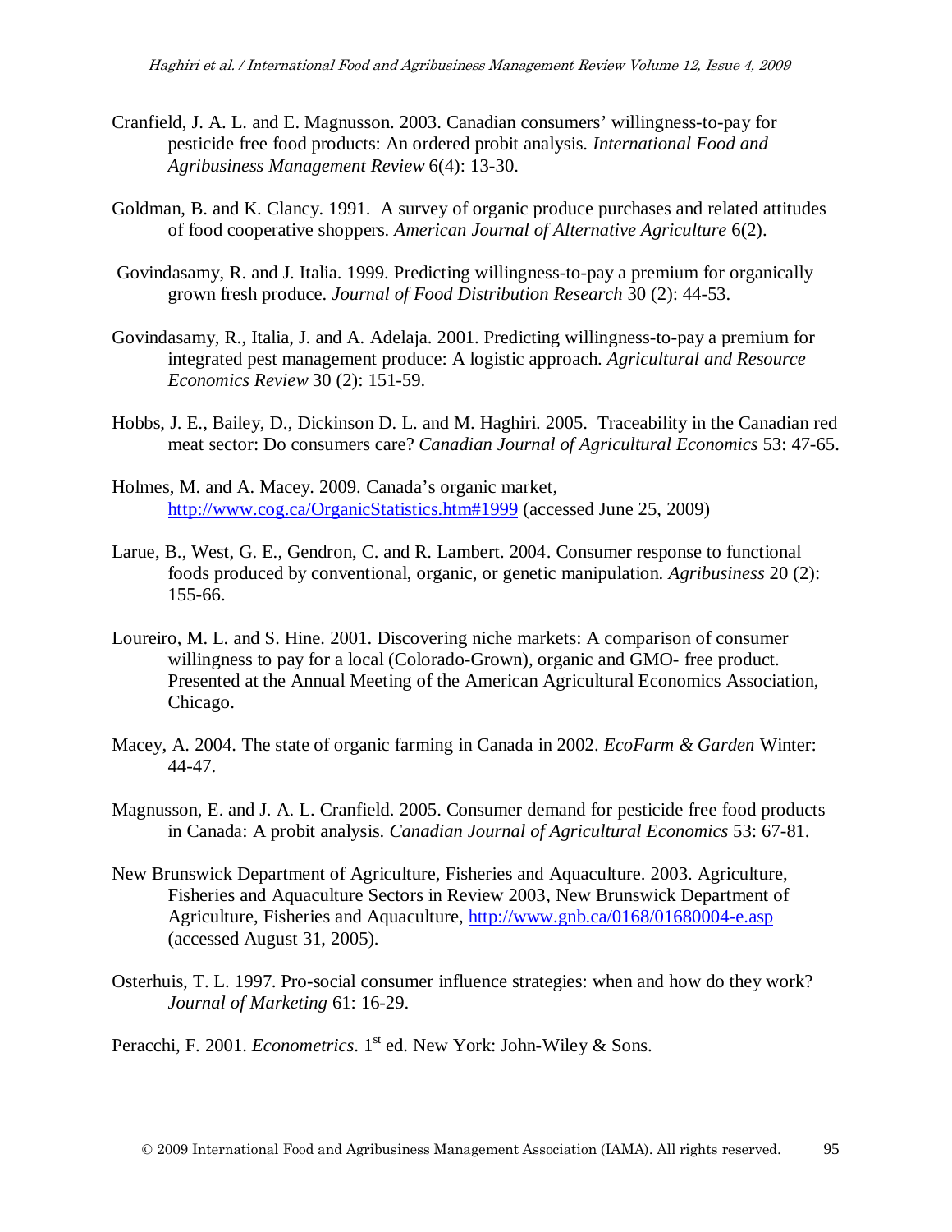Cranfield, J. A. L. and E. Magnusson. 2003. Canadian consumers' willingness-to-pay for pesticide free food products: An ordered probit analysis. *International Food and Agribusiness Management Review* 6(4): 13-30.

Goldman, B. and K. Clancy. 1991. A survey of organic produce purchases and related attitudes of food cooperative shoppers. *American Journal of Alternative Agriculture* 6(2).

Govindasamy, R. and J. Italia. 1999. Predicting willingness-to-pay a premium for organically grown fresh produce. *Journal of Food Distribution Research* 30 (2): 44-53.

Govindasamy, R., Italia, J. and A. Adelaja. 2001. Predicting willingness-to-pay a premium for integrated pest management produce: A logistic approach. *Agricultural and Resource Economics Review* 30 (2): 151-59.

Hobbs, J. E., Bailey, D., Dickinson D. L. and M. Haghiri. 2005. Traceability in the Canadian red meat sector: Do consumers care? *Canadian Journal of Agricultural Economics* 53: 47-65.

Holmes, M. and A. Macey. 2009. Canada's organic market, http://www.cog.ca/OrganicStatistics.htm#1999 (accessed June 25, 2009)

Larue, B., West, G. E., Gendron, C. and R. Lambert. 2004. Consumer response to functional foods produced by conventional, organic, or genetic manipulation. *Agribusiness* 20 (2): 155-66.

Loureiro, M. L. and S. Hine. 2001. Discovering niche markets: A comparison of consumer willingness to pay for a local (Colorado-Grown), organic and GMO- free product. Presented at the Annual Meeting of the American Agricultural Economics Association, Chicago.

Macey, A. 2004. The state of organic farming in Canada in 2002. *EcoFarm & Garden* Winter: 44-47.

Magnusson, E. and J. A. L. Cranfield. 2005. Consumer demand for pesticide free food products in Canada: A probit analysis. *Canadian Journal of Agricultural Economics* 53: 67-81.

New Brunswick Department of Agriculture, Fisheries and Aquaculture. 2003. Agriculture, Fisheries and Aquaculture Sectors in Review 2003, New Brunswick Department of Agriculture, Fisheries and Aquaculture, http://www.gnb.ca/0168/01680004-e.asp (accessed August 31, 2005).

Osterhuis, T. L. 1997. Pro-social consumer influence strategies: when and how do they work? *Journal of Marketing* 61: 16-29.

Peracchi, F. 2001. *Econometrics*. 1st ed. New York: John-Wiley & Sons.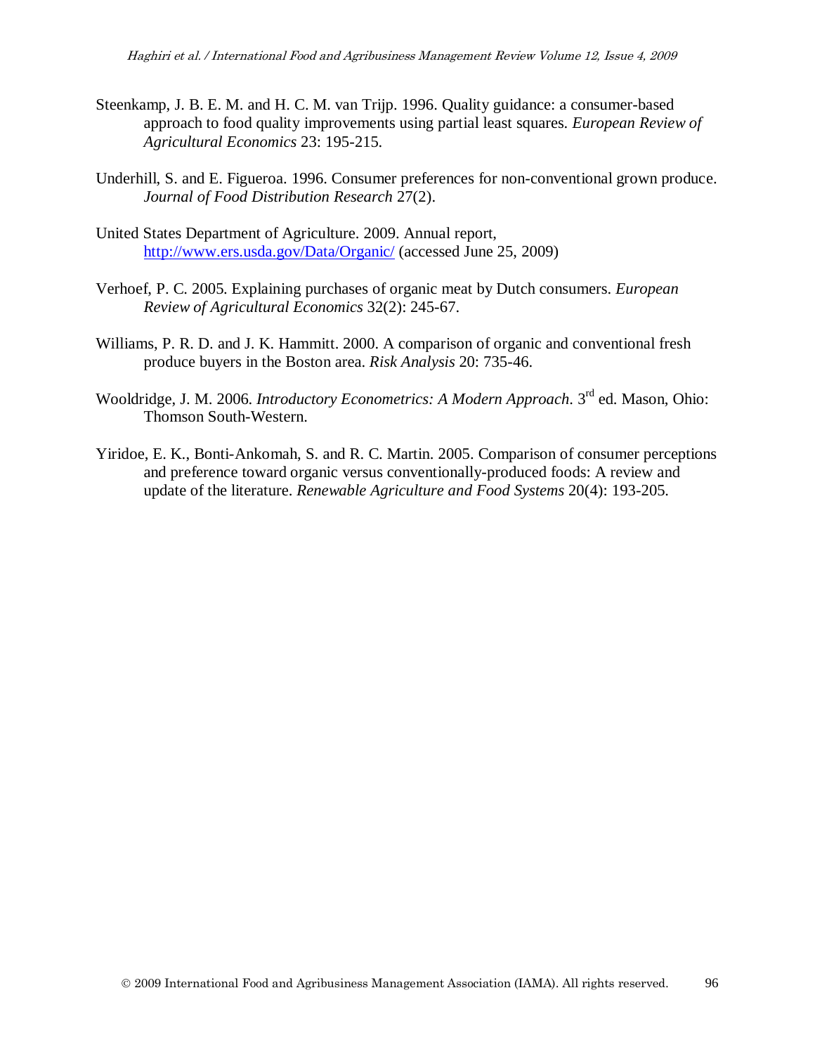Steenkamp, J. B. E. M. and H. C. M. van Trijp. 1996. Quality guidance: a consumer-based approach to food quality improvements using partial least squares. *European Review of Agricultural Economics* 23: 195-215.

Underhill, S. and E. Figueroa. 1996. Consumer preferences for non-conventional grown produce. *Journal of Food Distribution Research* 27(2).

United States Department of Agriculture. 2009. Annual report, http://www.ers.usda.gov/Data/Organic/ (accessed June 25, 2009)

Verhoef, P. C. 2005. Explaining purchases of organic meat by Dutch consumers. *European Review of Agricultural Economics* 32(2): 245-67.

Williams, P. R. D. and J. K. Hammitt. 2000. A comparison of organic and conventional fresh produce buyers in the Boston area. *Risk Analysis* 20: 735-46.

Wooldridge, J. M. 2006. *Introductory Econometrics: A Modern Approach*. 3rd ed. Mason, Ohio: Thomson South-Western.

Yiridoe, E. K., Bonti-Ankomah, S. and R. C. Martin. 2005. Comparison of consumer perceptions and preference toward organic versus conventionally-produced foods: A review and update of the literature. *Renewable Agriculture and Food Systems* 20(4): 193-205.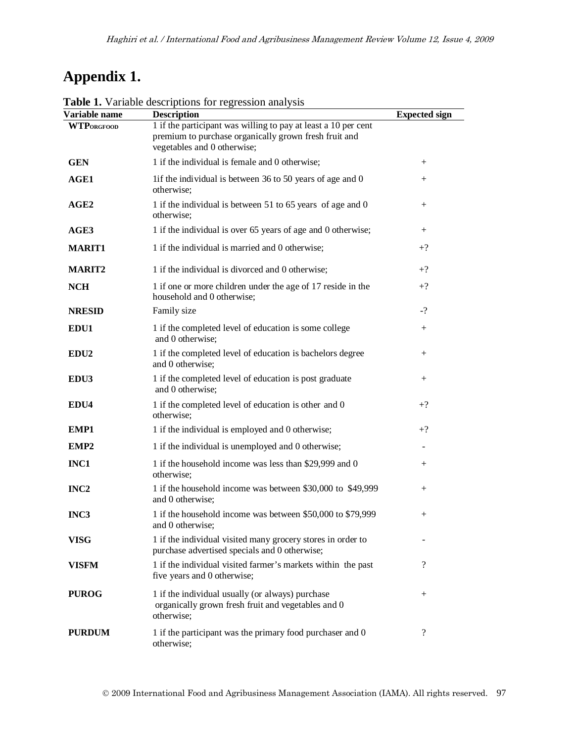# Appendix 1.

**Table 1.** Variable descriptions for regression analysis

| Variable name | Description | Expected sign |
|---|---|---|
| **WTP$_{ORGFOOD}$** | 1 if the participant was willing to pay at least a 10 per cent premium to purchase organically grown fresh fruit and vegetables and 0 otherwise; | |
| **GEN** | 1 if the individual is female and 0 otherwise; | + |
| **AGE1** | 1if the individual is between 36 to 50 years of age and 0 otherwise; | + |
| **AGE2** | 1 if the individual is between 51 to 65 years of age and 0 otherwise; | + |
| **AGE3** | 1 if the individual is over 65 years of age and 0 otherwise; | + |
| **MARIT1** | 1 if the individual is married and 0 otherwise; | +? |
| **MARIT2** | 1 if the individual is divorced and 0 otherwise; | +? |
| **NCH** | 1 if one or more children under the age of 17 reside in the household and 0 otherwise; | +? |
| **NRESID** | Family size | -? |
| **EDU1** | 1 if the completed level of education is some college and 0 otherwise; | + |
| **EDU2** | 1 if the completed level of education is bachelors degree and 0 otherwise; | + |
| **EDU3** | 1 if the completed level of education is post graduate and 0 otherwise; | + |
| **EDU4** | 1 if the completed level of education is other and 0 otherwise; | +? |
| **EMP1** | 1 if the individual is employed and 0 otherwise; | +? |
| **EMP2** | 1 if the individual is unemployed and 0 otherwise; | - |
| **INC1** | 1 if the household income was less than $29,999 and 0 otherwise; | + |
| **INC2** | 1 if the household income was between $30,000 to $49,999 and 0 otherwise; | + |
| **INC3** | 1 if the household income was between $50,000 to $79,999 and 0 otherwise; | + |
| **VISG** | 1 if the individual visited many grocery stores in order to purchase advertised specials and 0 otherwise; | - |
| **VISFM** | 1 if the individual visited farmer's markets within the past five years and 0 otherwise; | ? |
| **PUROG** | 1 if the individual usually (or always) purchase organically grown fresh fruit and vegetables and 0 otherwise; | + |
| **PURDUM** | 1 if the participant was the primary food purchaser and 0 otherwise; | ? |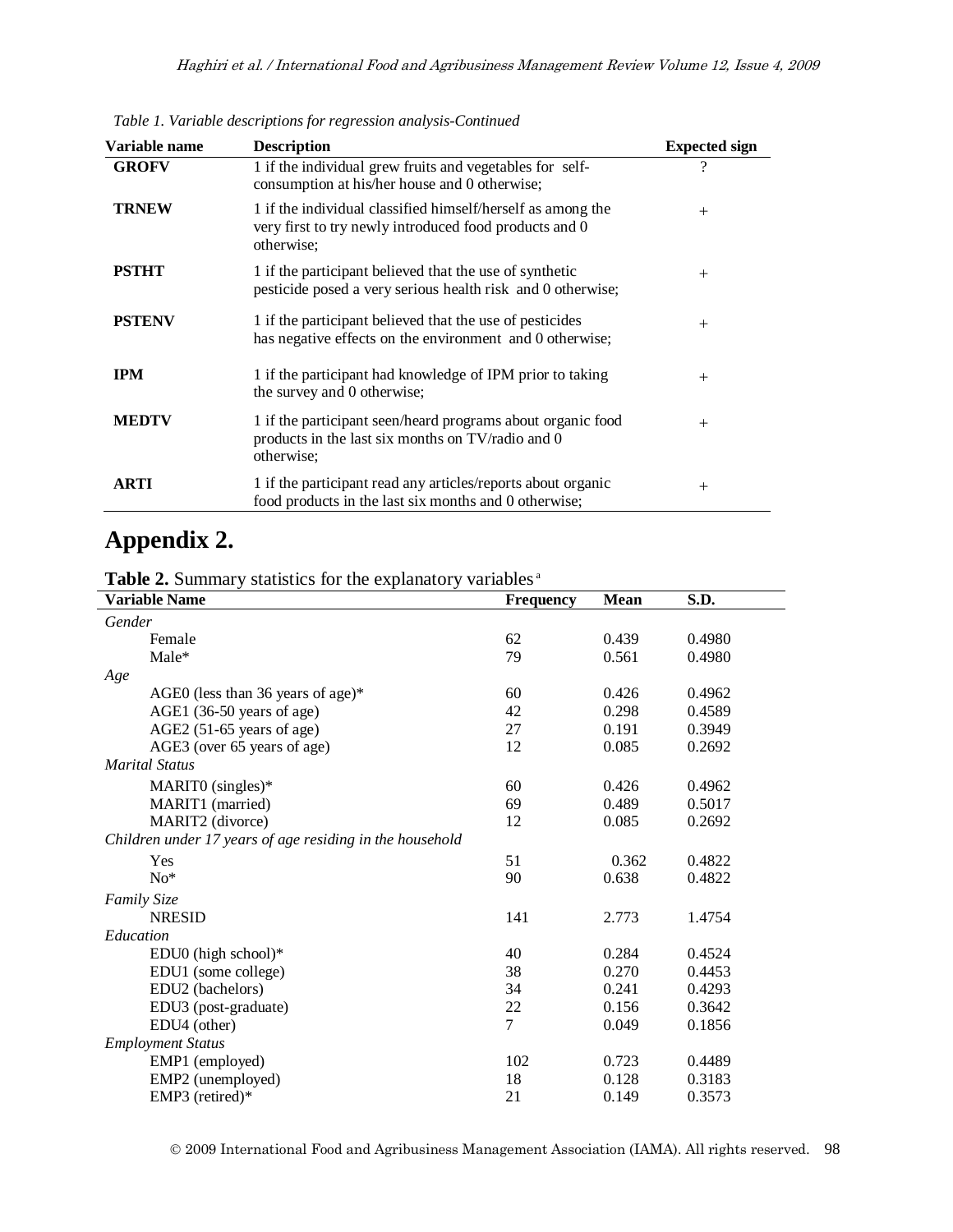*Table 1. Variable descriptions for regression analysis-Continued*

| Variable name | Description | Expected sign |
|---|---|---|
| **GROFV** | 1 if the individual grew fruits and vegetables for self-consumption at his/her house and 0 otherwise; | ? |
| **TRNEW** | 1 if the individual classified himself/herself as among the very first to try newly introduced food products and 0 otherwise; | + |
| **PSTHT** | 1 if the participant believed that the use of synthetic pesticide posed a very serious health risk and 0 otherwise; | + |
| **PSTENV** | 1 if the participant believed that the use of pesticides has negative effects on the environment and 0 otherwise; | + |
| **IPM** | 1 if the participant had knowledge of IPM prior to taking the survey and 0 otherwise; | + |
| **MEDTV** | 1 if the participant seen/heard programs about organic food products in the last six months on TV/radio and 0 otherwise; | + |
| **ARTI** | 1 if the participant read any articles/reports about organic food products in the last six months and 0 otherwise; | + |

# Appendix 2.

**Table 2.** Summary statistics for the explanatory variables [a]

| Variable Name | Frequency | Mean | S.D. |
|---|---|---|---|
| *Gender* | | | |
| Female | 62 | 0.439 | 0.4980 |
| Male* | 79 | 0.561 | 0.4980 |
| *Age* | | | |
| AGE0 (less than 36 years of age)* | 60 | 0.426 | 0.4962 |
| AGE1 (36-50 years of age) | 42 | 0.298 | 0.4589 |
| AGE2 (51-65 years of age) | 27 | 0.191 | 0.3949 |
| AGE3 (over 65 years of age) | 12 | 0.085 | 0.2692 |
| *Marital Status* | | | |
| MARIT0 (singles)* | 60 | 0.426 | 0.4962 |
| MARIT1 (married) | 69 | 0.489 | 0.5017 |
| MARIT2 (divorce) | 12 | 0.085 | 0.2692 |
| *Children under 17 years of age residing in the household* | | | |
| Yes | 51 | 0.362 | 0.4822 |
| No* | 90 | 0.638 | 0.4822 |
| *Family Size* | | | |
| NRESID | 141 | 2.773 | 1.4754 |
| *Education* | | | |
| EDU0 (high school)* | 40 | 0.284 | 0.4524 |
| EDU1 (some college) | 38 | 0.270 | 0.4453 |
| EDU2 (bachelors) | 34 | 0.241 | 0.4293 |
| EDU3 (post-graduate) | 22 | 0.156 | 0.3642 |
| EDU4 (other) | 7 | 0.049 | 0.1856 |
| *Employment Status* | | | |
| EMP1 (employed) | 102 | 0.723 | 0.4489 |
| EMP2 (unemployed) | 18 | 0.128 | 0.3183 |
| EMP3 (retired)* | 21 | 0.149 | 0.3573 |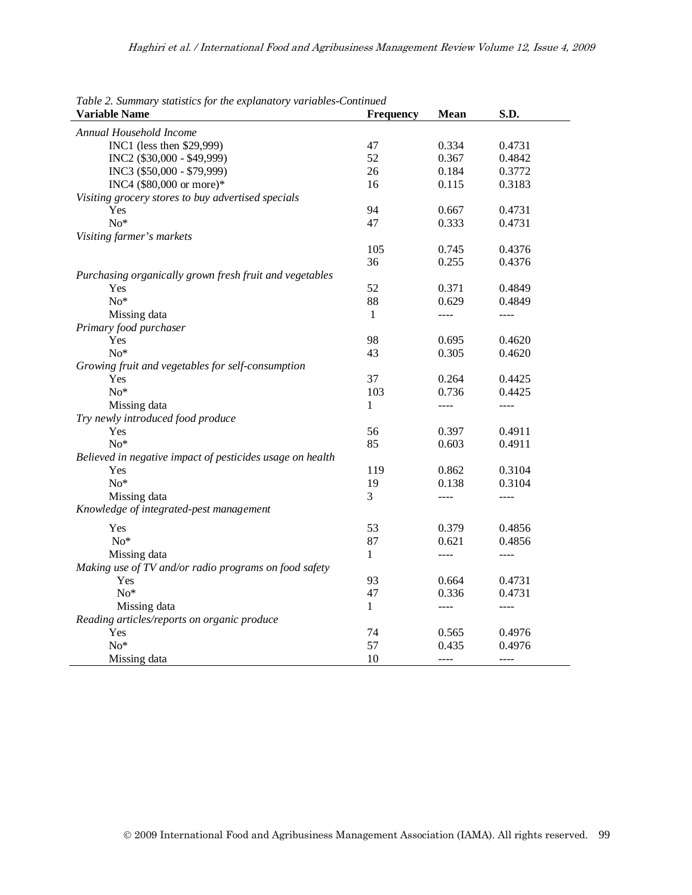*Table 2. Summary statistics for the explanatory variables-Continued*

| Variable Name | Frequency | Mean | S.D. |
|---|---|---|---|
| *Annual Household Income* | | | |
| INC1 (less then $29,999) | 47 | 0.334 | 0.4731 |
| INC2 ($30,000 - $49,999) | 52 | 0.367 | 0.4842 |
| INC3 ($50,000 - $79,999) | 26 | 0.184 | 0.3772 |
| INC4 ($80,000 or more)* | 16 | 0.115 | 0.3183 |
| *Visiting grocery stores to buy advertised specials* | | | |
| Yes | 94 | 0.667 | 0.4731 |
| No* | 47 | 0.333 | 0.4731 |
| *Visiting farmer's markets* | | | |
| | 105 | 0.745 | 0.4376 |
| | 36 | 0.255 | 0.4376 |
| *Purchasing organically grown fresh fruit and vegetables* | | | |
| Yes | 52 | 0.371 | 0.4849 |
| No* | 88 | 0.629 | 0.4849 |
| Missing data | 1 | ---- | ---- |
| *Primary food purchaser* | | | |
| Yes | 98 | 0.695 | 0.4620 |
| No* | 43 | 0.305 | 0.4620 |
| *Growing fruit and vegetables for self-consumption* | | | |
| Yes | 37 | 0.264 | 0.4425 |
| No* | 103 | 0.736 | 0.4425 |
| Missing data | 1 | ---- | ---- |
| *Try newly introduced food produce* | | | |
| Yes | 56 | 0.397 | 0.4911 |
| No* | 85 | 0.603 | 0.4911 |
| *Believed in negative impact of pesticides usage on health* | | | |
| Yes | 119 | 0.862 | 0.3104 |
| No* | 19 | 0.138 | 0.3104 |
| Missing data | 3 | ---- | ---- |
| *Knowledge of integrated-pest management* | | | |
| Yes | 53 | 0.379 | 0.4856 |
| No* | 87 | 0.621 | 0.4856 |
| Missing data | 1 | ---- | ---- |
| *Making use of TV and/or radio programs on food safety* | | | |
| Yes | 93 | 0.664 | 0.4731 |
| No* | 47 | 0.336 | 0.4731 |
| Missing data | 1 | ---- | ---- |
| *Reading articles/reports on organic produce* | | | |
| Yes | 74 | 0.565 | 0.4976 |
| No* | 57 | 0.435 | 0.4976 |
| Missing data | 10 | ---- | ---- |